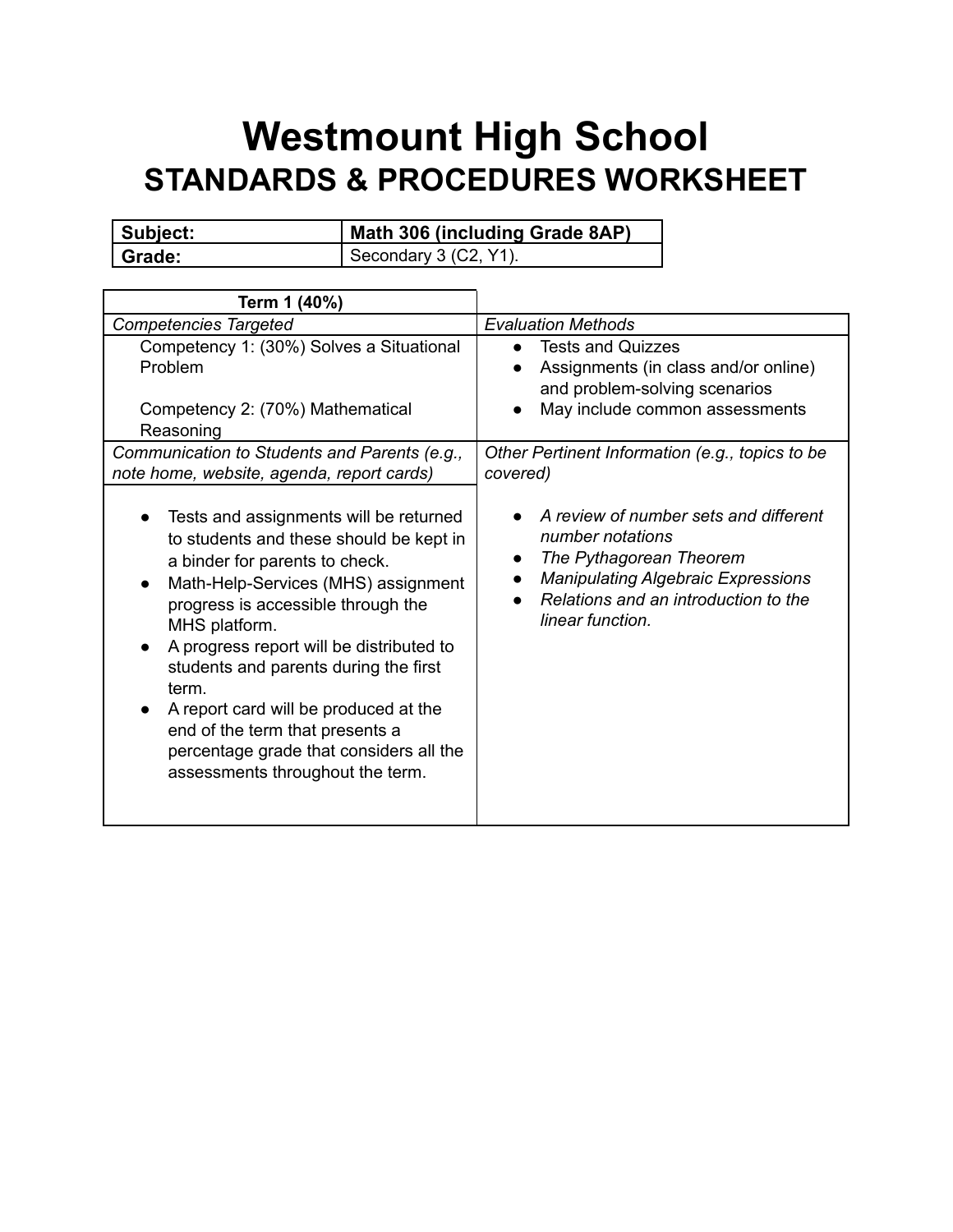# Westmount High School
## STANDARDS & PROCEDURES WORKSHEET

| **Subject:** | **Math 306 (including Grade 8AP)** |
| --- | --- |
| **Grade:** | Secondary 3 (C2, Y1). |

| **Term 1 (40%)** | |
| --- | --- |
| *Competencies Targeted* | *Evaluation Methods* |
| Competency 1: (30%) Solves a Situational Problem<br><br>Competency 2: (70%) Mathematical Reasoning | • Tests and Quizzes<br>• Assignments (in class and/or online) and problem-solving scenarios<br>• May include common assessments |
| *Communication to Students and Parents (e.g., note home, website, agenda, report cards)* | *Other Pertinent Information (e.g., topics to be covered)* |
| • Tests and assignments will be returned to students and these should be kept in a binder for parents to check.<br>• Math-Help-Services (MHS) assignment progress is accessible through the MHS platform.<br>• A progress report will be distributed to students and parents during the first term.<br>• A report card will be produced at the end of the term that presents a percentage grade that considers all the assessments throughout the term. | • *A review of number sets and different number notations*<br>• *The Pythagorean Theorem*<br>• *Manipulating Algebraic Expressions*<br>• *Relations and an introduction to the linear function.* |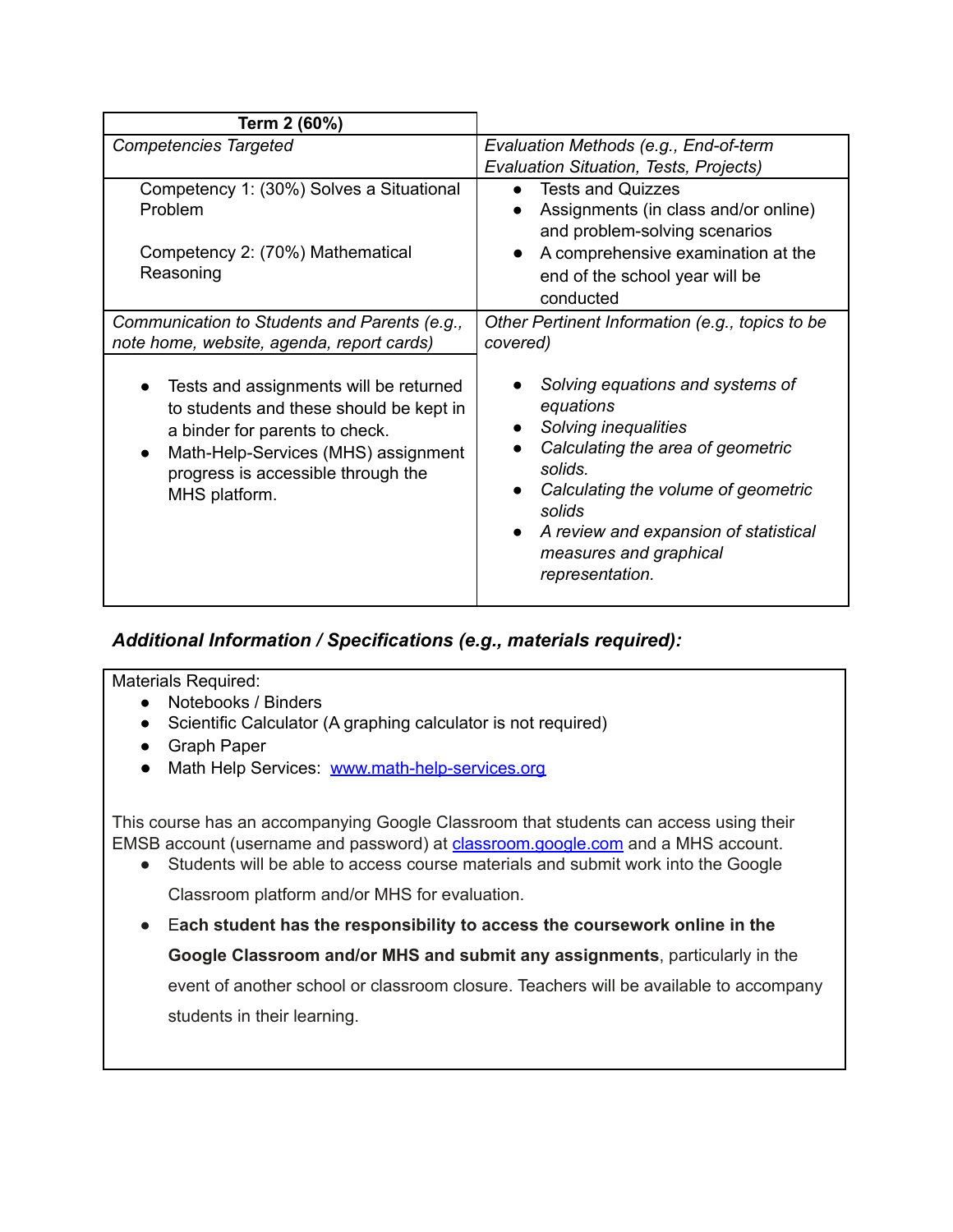| **Term 2 (60%)** | |
|---|---|
| *Competencies Targeted* | *Evaluation Methods (e.g., End-of-term Evaluation Situation, Tests, Projects)* |
| Competency 1: (30%) Solves a Situational Problem<br><br>Competency 2: (70%) Mathematical Reasoning | • Tests and Quizzes<br>• Assignments (in class and/or online) and problem-solving scenarios<br>• A comprehensive examination at the end of the school year will be conducted |
| *Communication to Students and Parents (e.g., note home, website, agenda, report cards)* | *Other Pertinent Information (e.g., topics to be covered)* |
| • Tests and assignments will be returned to students and these should be kept in a binder for parents to check.<br>• Math-Help-Services (MHS) assignment progress is accessible through the MHS platform. | • *Solving equations and systems of equations*<br>• *Solving inequalities*<br>• *Calculating the area of geometric solids.*<br>• *Calculating the volume of geometric solids*<br>• *A review and expansion of statistical measures and graphical representation.* |

### ***Additional Information / Specifications (e.g., materials required):***

Materials Required:

- Notebooks / Binders
- Scientific Calculator (A graphing calculator is not required)
- Graph Paper
- Math Help Services: [www.math-help-services.org](www.math-help-services.org)

This course has an accompanying Google Classroom that students can access using their EMSB account (username and password) at [classroom.google.com](classroom.google.com) and a MHS account.

- Students will be able to access course materials and submit work into the Google Classroom platform and/or MHS for evaluation.
- E**ach student has the responsibility to access the coursework online in the Google Classroom and/or MHS and submit any assignments**, particularly in the event of another school or classroom closure. Teachers will be available to accompany students in their learning.